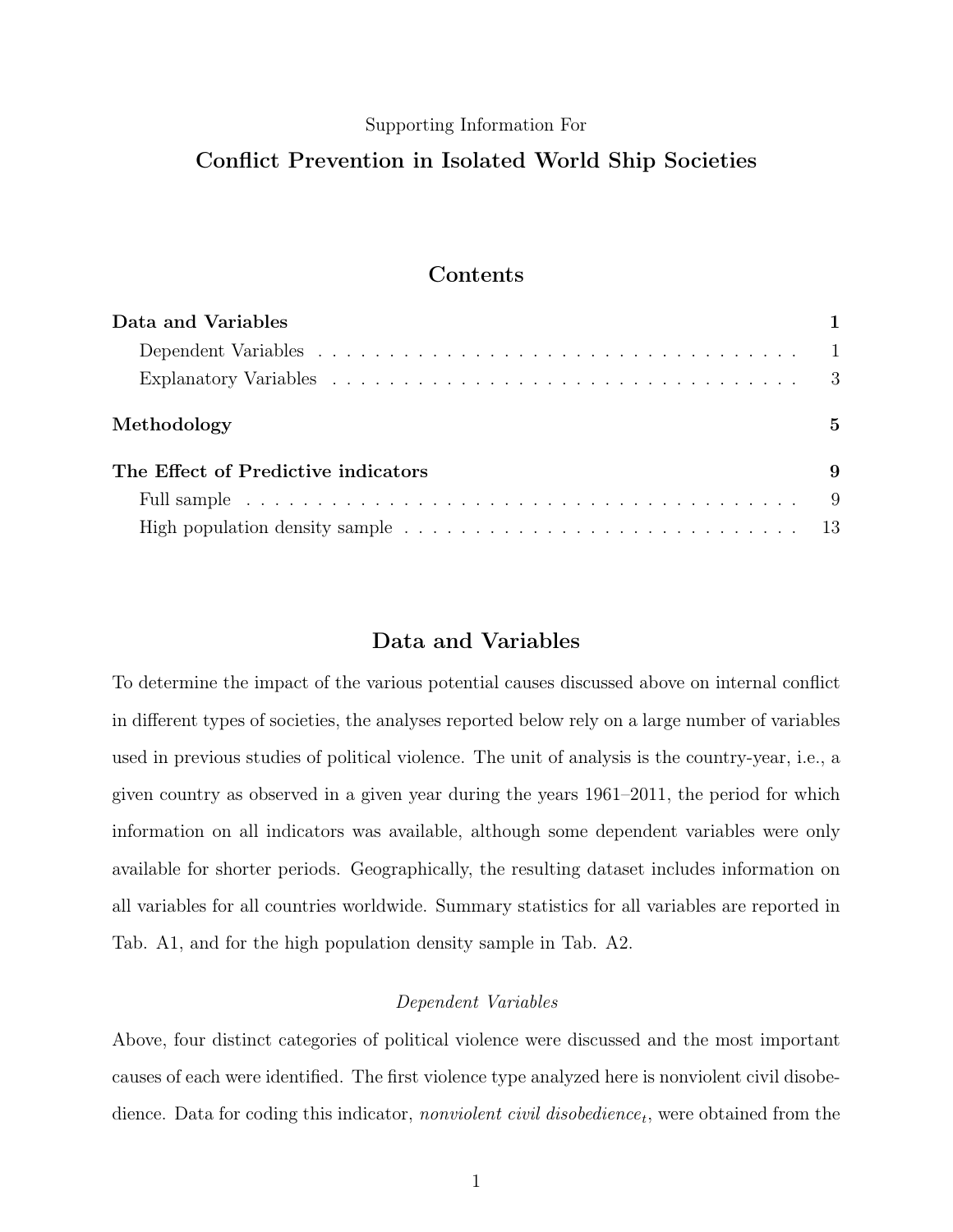Supporting Information For

# Conflict Prevention in Isolated World Ship Societies

## Contents

**Data and Variables** — 1
- Dependent Variables — 1
- Explanatory Variables — 3

**Methodology** — 5

**The Effect of Predictive indicators** — 9
- Full sample — 9
- High population density sample — 13

## Data and Variables

To determine the impact of the various potential causes discussed above on internal conflict in different types of societies, the analyses reported below rely on a large number of variables used in previous studies of political violence. The unit of analysis is the country-year, i.e., a given country as observed in a given year during the years 1961–2011, the period for which information on all indicators was available, although some dependent variables were only available for shorter periods. Geographically, the resulting dataset includes information on all variables for all countries worldwide. Summary statistics for all variables are reported in Tab. A1, and for the high population density sample in Tab. A2.

### *Dependent Variables*

Above, four distinct categories of political violence were discussed and the most important causes of each were identified. The first violence type analyzed here is nonviolent civil disobedience. Data for coding this indicator, *nonviolent civil disobedience*$_t$, were obtained from the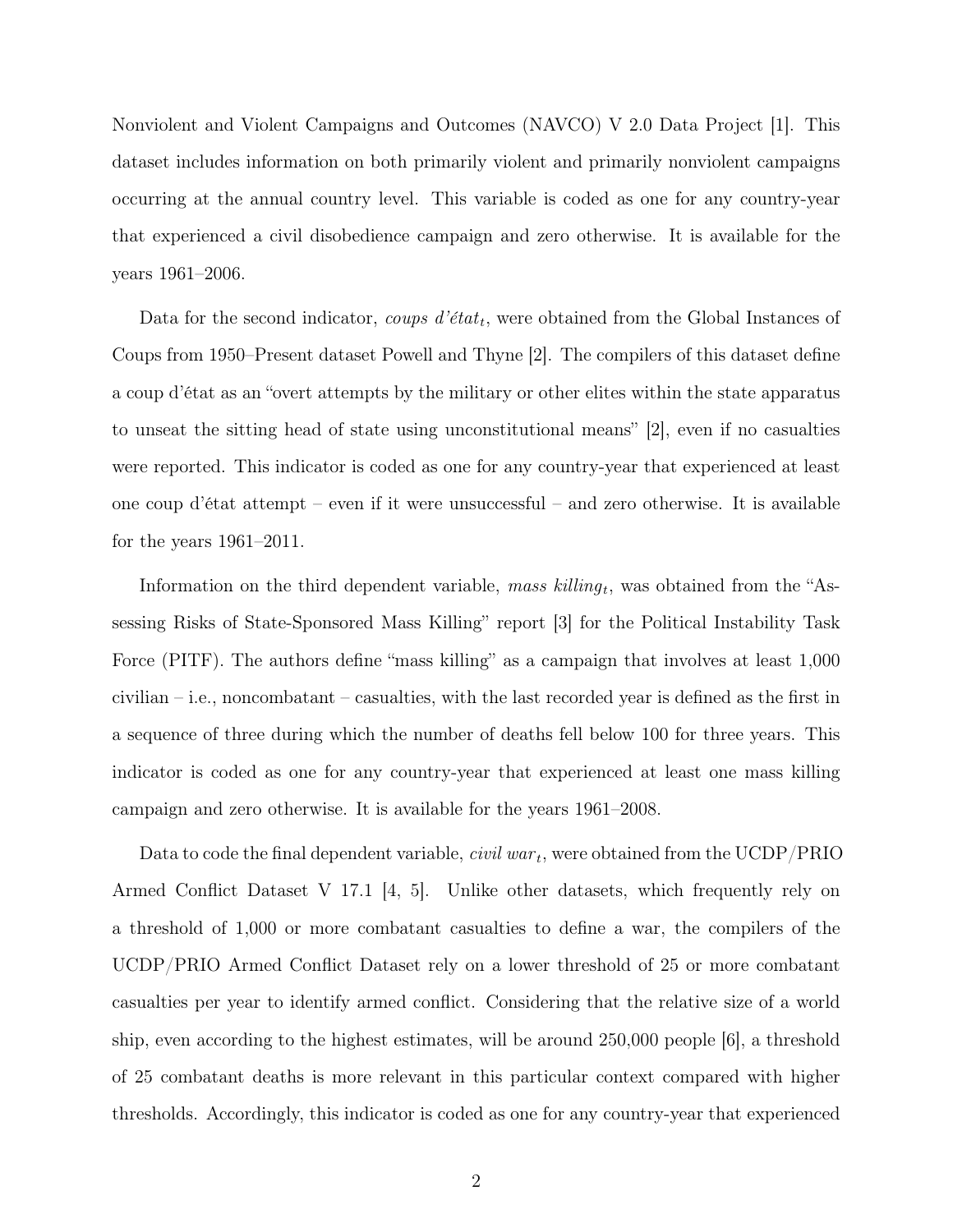Nonviolent and Violent Campaigns and Outcomes (NAVCO) V 2.0 Data Project [1]. This dataset includes information on both primarily violent and primarily nonviolent campaigns occurring at the annual country level. This variable is coded as one for any country-year that experienced a civil disobedience campaign and zero otherwise. It is available for the years 1961–2006.

Data for the second indicator, *coups d'état*$_t$, were obtained from the Global Instances of Coups from 1950–Present dataset Powell and Thyne [2]. The compilers of this dataset define a coup d'état as an "overt attempts by the military or other elites within the state apparatus to unseat the sitting head of state using unconstitutional means" [2], even if no casualties were reported. This indicator is coded as one for any country-year that experienced at least one coup d'état attempt – even if it were unsuccessful – and zero otherwise. It is available for the years 1961–2011.

Information on the third dependent variable, *mass killing*$_t$, was obtained from the "Assessing Risks of State-Sponsored Mass Killing" report [3] for the Political Instability Task Force (PITF). The authors define "mass killing" as a campaign that involves at least 1,000 civilian – i.e., noncombatant – casualties, with the last recorded year is defined as the first in a sequence of three during which the number of deaths fell below 100 for three years. This indicator is coded as one for any country-year that experienced at least one mass killing campaign and zero otherwise. It is available for the years 1961–2008.

Data to code the final dependent variable, *civil war*$_t$, were obtained from the UCDP/PRIO Armed Conflict Dataset V 17.1 [4, 5]. Unlike other datasets, which frequently rely on a threshold of 1,000 or more combatant casualties to define a war, the compilers of the UCDP/PRIO Armed Conflict Dataset rely on a lower threshold of 25 or more combatant casualties per year to identify armed conflict. Considering that the relative size of a world ship, even according to the highest estimates, will be around 250,000 people [6], a threshold of 25 combatant deaths is more relevant in this particular context compared with higher thresholds. Accordingly, this indicator is coded as one for any country-year that experienced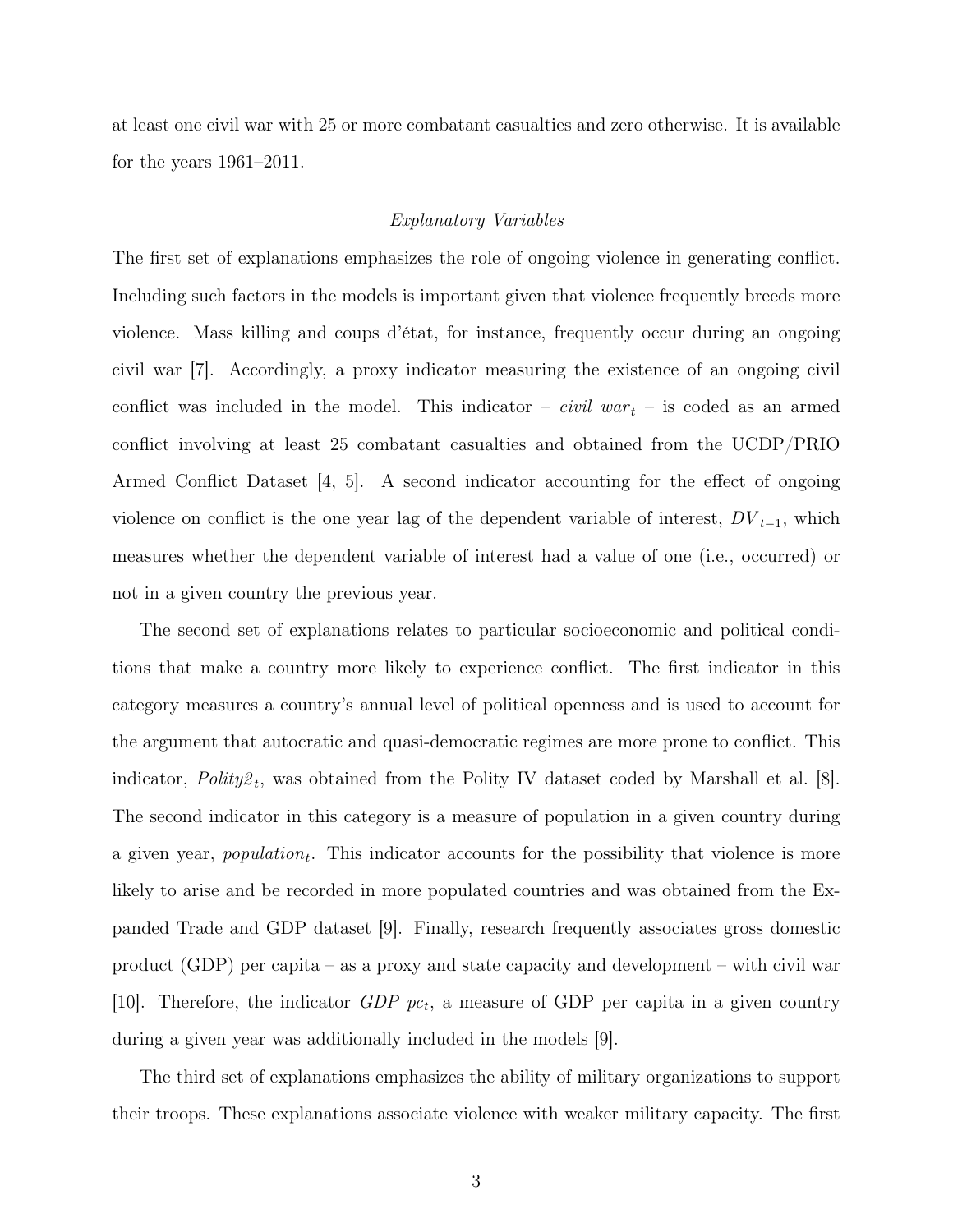at least one civil war with 25 or more combatant casualties and zero otherwise. It is available for the years 1961–2011.

### *Explanatory Variables*

The first set of explanations emphasizes the role of ongoing violence in generating conflict. Including such factors in the models is important given that violence frequently breeds more violence. Mass killing and coups d'état, for instance, frequently occur during an ongoing civil war [7]. Accordingly, a proxy indicator measuring the existence of an ongoing civil conflict was included in the model. This indicator – $civil\ war_t$ – is coded as an armed conflict involving at least 25 combatant casualties and obtained from the UCDP/PRIO Armed Conflict Dataset [4, 5]. A second indicator accounting for the effect of ongoing violence on conflict is the one year lag of the dependent variable of interest, $DV_{t-1}$, which measures whether the dependent variable of interest had a value of one (i.e., occurred) or not in a given country the previous year.

The second set of explanations relates to particular socioeconomic and political conditions that make a country more likely to experience conflict. The first indicator in this category measures a country's annual level of political openness and is used to account for the argument that autocratic and quasi-democratic regimes are more prone to conflict. This indicator, $Polity2_t$, was obtained from the Polity IV dataset coded by Marshall et al. [8]. The second indicator in this category is a measure of population in a given country during a given year, $population_t$. This indicator accounts for the possibility that violence is more likely to arise and be recorded in more populated countries and was obtained from the Expanded Trade and GDP dataset [9]. Finally, research frequently associates gross domestic product (GDP) per capita – as a proxy and state capacity and development – with civil war [10]. Therefore, the indicator $GDP\ pc_t$, a measure of GDP per capita in a given country during a given year was additionally included in the models [9].

The third set of explanations emphasizes the ability of military organizations to support their troops. These explanations associate violence with weaker military capacity. The first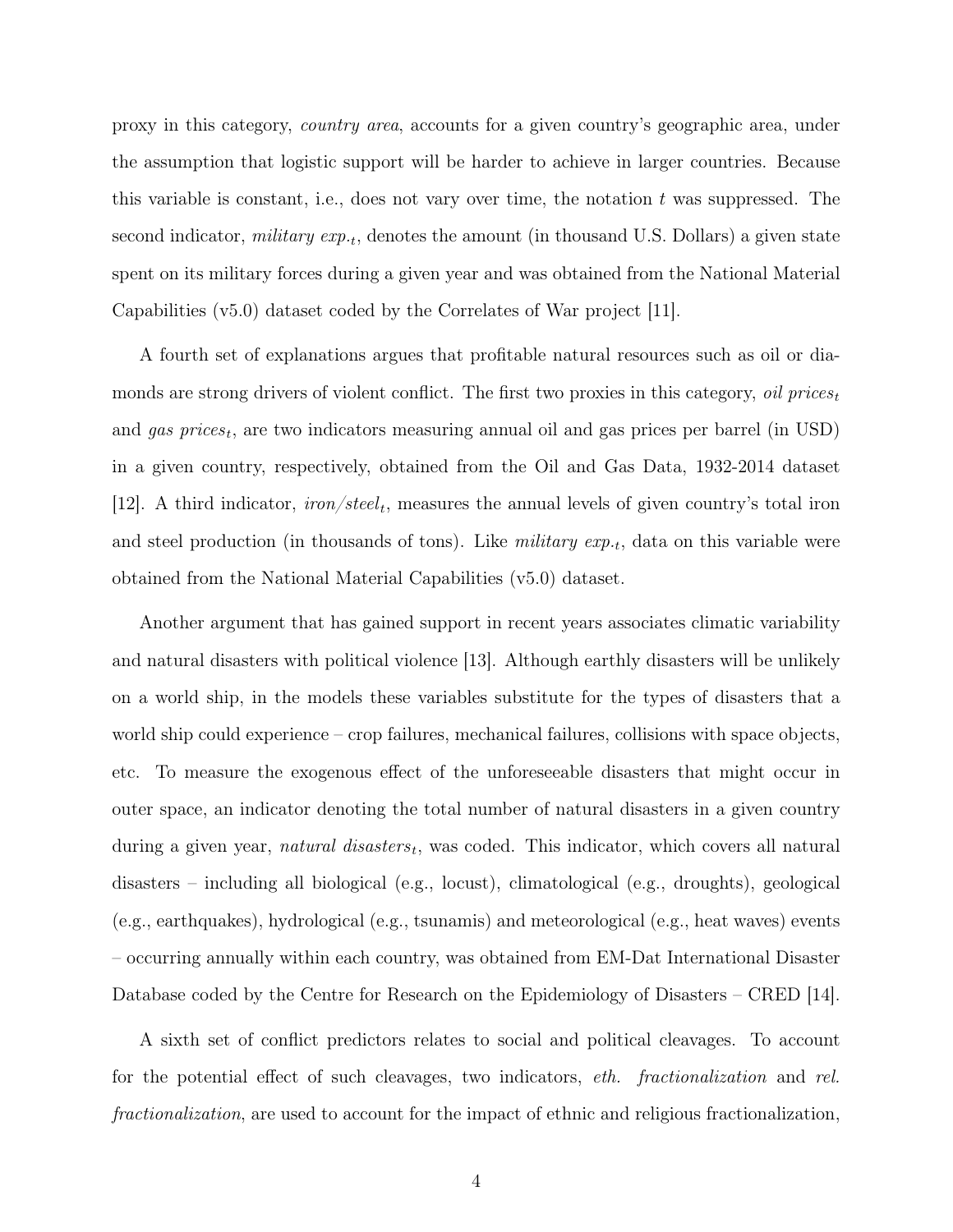proxy in this category, *country area*, accounts for a given country's geographic area, under the assumption that logistic support will be harder to achieve in larger countries. Because this variable is constant, i.e., does not vary over time, the notation $t$ was suppressed. The second indicator, $military\ exp._t$, denotes the amount (in thousand U.S. Dollars) a given state spent on its military forces during a given year and was obtained from the National Material Capabilities (v5.0) dataset coded by the Correlates of War project [11].

A fourth set of explanations argues that profitable natural resources such as oil or diamonds are strong drivers of violent conflict. The first two proxies in this category, $oil\ prices_t$ and $gas\ prices_t$, are two indicators measuring annual oil and gas prices per barrel (in USD) in a given country, respectively, obtained from the Oil and Gas Data, 1932-2014 dataset [12]. A third indicator, $iron/steel_t$, measures the annual levels of given country's total iron and steel production (in thousands of tons). Like $military\ exp._t$, data on this variable were obtained from the National Material Capabilities (v5.0) dataset.

Another argument that has gained support in recent years associates climatic variability and natural disasters with political violence [13]. Although earthly disasters will be unlikely on a world ship, in the models these variables substitute for the types of disasters that a world ship could experience – crop failures, mechanical failures, collisions with space objects, etc. To measure the exogenous effect of the unforeseeable disasters that might occur in outer space, an indicator denoting the total number of natural disasters in a given country during a given year, $natural\ disasters_t$, was coded. This indicator, which covers all natural disasters – including all biological (e.g., locust), climatological (e.g., droughts), geological (e.g., earthquakes), hydrological (e.g., tsunamis) and meteorological (e.g., heat waves) events – occurring annually within each country, was obtained from EM-Dat International Disaster Database coded by the Centre for Research on the Epidemiology of Disasters – CRED [14].

A sixth set of conflict predictors relates to social and political cleavages. To account for the potential effect of such cleavages, two indicators, *eth. fractionalization* and *rel. fractionalization*, are used to account for the impact of ethnic and religious fractionalization,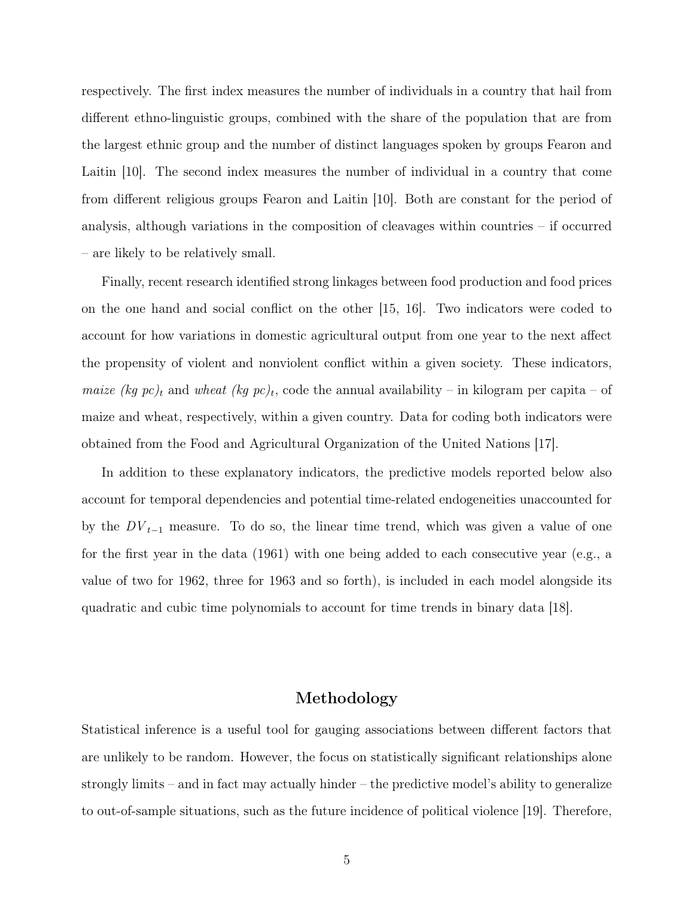respectively. The first index measures the number of individuals in a country that hail from different ethno-linguistic groups, combined with the share of the population that are from the largest ethnic group and the number of distinct languages spoken by groups Fearon and Laitin [10]. The second index measures the number of individual in a country that come from different religious groups Fearon and Laitin [10]. Both are constant for the period of analysis, although variations in the composition of cleavages within countries – if occurred – are likely to be relatively small.

Finally, recent research identified strong linkages between food production and food prices on the one hand and social conflict on the other [15, 16]. Two indicators were coded to account for how variations in domestic agricultural output from one year to the next affect the propensity of violent and nonviolent conflict within a given society. These indicators, *maize (kg pc)*$_t$ and *wheat (kg pc)*$_t$, code the annual availability – in kilogram per capita – of maize and wheat, respectively, within a given country. Data for coding both indicators were obtained from the Food and Agricultural Organization of the United Nations [17].

In addition to these explanatory indicators, the predictive models reported below also account for temporal dependencies and potential time-related endogeneities unaccounted for by the $DV_{t-1}$ measure. To do so, the linear time trend, which was given a value of one for the first year in the data (1961) with one being added to each consecutive year (e.g., a value of two for 1962, three for 1963 and so forth), is included in each model alongside its quadratic and cubic time polynomials to account for time trends in binary data [18].

## Methodology

Statistical inference is a useful tool for gauging associations between different factors that are unlikely to be random. However, the focus on statistically significant relationships alone strongly limits – and in fact may actually hinder – the predictive model's ability to generalize to out-of-sample situations, such as the future incidence of political violence [19]. Therefore,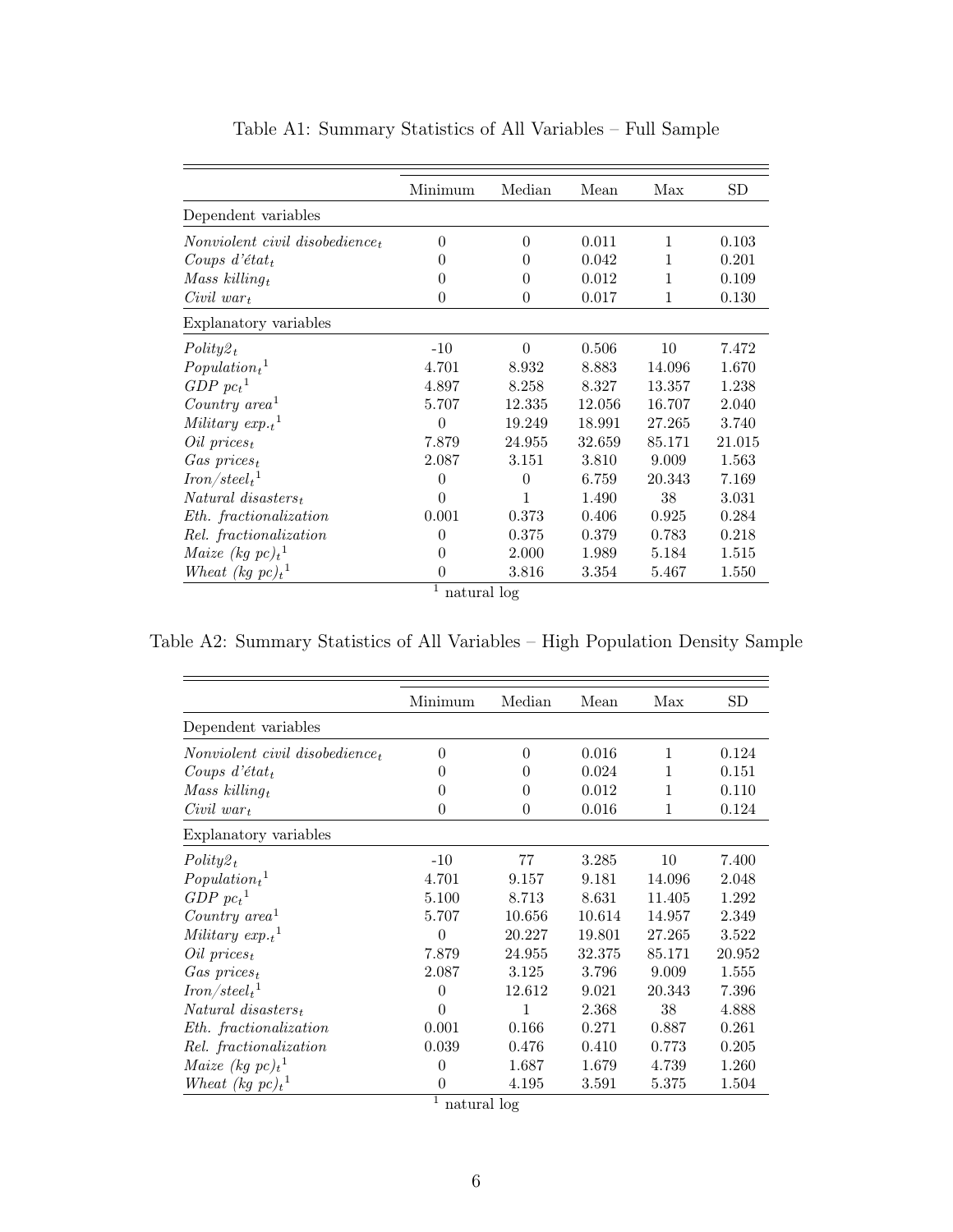Table A1: Summary Statistics of All Variables – Full Sample

| | Minimum | Median | Mean | Max | SD |
|---|---|---|---|---|---|
| Dependent variables | | | | | |
| *Nonviolent civil disobedience$_t$* | 0 | 0 | 0.011 | 1 | 0.103 |
| *Coups d'état$_t$* | 0 | 0 | 0.042 | 1 | 0.201 |
| *Mass killing$_t$* | 0 | 0 | 0.012 | 1 | 0.109 |
| *Civil war$_t$* | 0 | 0 | 0.017 | 1 | 0.130 |
| Explanatory variables | | | | | |
| *Polity2$_t$* | -10 | 0 | 0.506 | 10 | 7.472 |
| *Population$_t$*[1] | 4.701 | 8.932 | 8.883 | 14.096 | 1.670 |
| *GDP pc$_t$*[1] | 4.897 | 8.258 | 8.327 | 13.357 | 1.238 |
| *Country area*[1] | 5.707 | 12.335 | 12.056 | 16.707 | 2.040 |
| *Military exp.$_t$*[1] | 0 | 19.249 | 18.991 | 27.265 | 3.740 |
| *Oil prices$_t$* | 7.879 | 24.955 | 32.659 | 85.171 | 21.015 |
| *Gas prices$_t$* | 2.087 | 3.151 | 3.810 | 9.009 | 1.563 |
| *Iron/steel$_t$*[1] | 0 | 0 | 6.759 | 20.343 | 7.169 |
| *Natural disasters$_t$* | 0 | 1 | 1.490 | 38 | 3.031 |
| *Eth. fractionalization* | 0.001 | 0.373 | 0.406 | 0.925 | 0.284 |
| *Rel. fractionalization* | 0 | 0.375 | 0.379 | 0.783 | 0.218 |
| *Maize (kg pc)$_t$*[1] | 0 | 2.000 | 1.989 | 5.184 | 1.515 |
| *Wheat (kg pc)$_t$*[1] | 0 | 3.816 | 3.354 | 5.467 | 1.550 |

[1] natural log

Table A2: Summary Statistics of All Variables – High Population Density Sample

| | Minimum | Median | Mean | Max | SD |
|---|---|---|---|---|---|
| Dependent variables | | | | | |
| *Nonviolent civil disobedience$_t$* | 0 | 0 | 0.016 | 1 | 0.124 |
| *Coups d'état$_t$* | 0 | 0 | 0.024 | 1 | 0.151 |
| *Mass killing$_t$* | 0 | 0 | 0.012 | 1 | 0.110 |
| *Civil war$_t$* | 0 | 0 | 0.016 | 1 | 0.124 |
| Explanatory variables | | | | | |
| *Polity2$_t$* | -10 | 77 | 3.285 | 10 | 7.400 |
| *Population$_t$*[1] | 4.701 | 9.157 | 9.181 | 14.096 | 2.048 |
| *GDP pc$_t$*[1] | 5.100 | 8.713 | 8.631 | 11.405 | 1.292 |
| *Country area*[1] | 5.707 | 10.656 | 10.614 | 14.957 | 2.349 |
| *Military exp.$_t$*[1] | 0 | 20.227 | 19.801 | 27.265 | 3.522 |
| *Oil prices$_t$* | 7.879 | 24.955 | 32.375 | 85.171 | 20.952 |
| *Gas prices$_t$* | 2.087 | 3.125 | 3.796 | 9.009 | 1.555 |
| *Iron/steel$_t$*[1] | 0 | 12.612 | 9.021 | 20.343 | 7.396 |
| *Natural disasters$_t$* | 0 | 1 | 2.368 | 38 | 4.888 |
| *Eth. fractionalization* | 0.001 | 0.166 | 0.271 | 0.887 | 0.261 |
| *Rel. fractionalization* | 0.039 | 0.476 | 0.410 | 0.773 | 0.205 |
| *Maize (kg pc)$_t$*[1] | 0 | 1.687 | 1.679 | 4.739 | 1.260 |
| *Wheat (kg pc)$_t$*[1] | 0 | 4.195 | 3.591 | 5.375 | 1.504 |

[1] natural log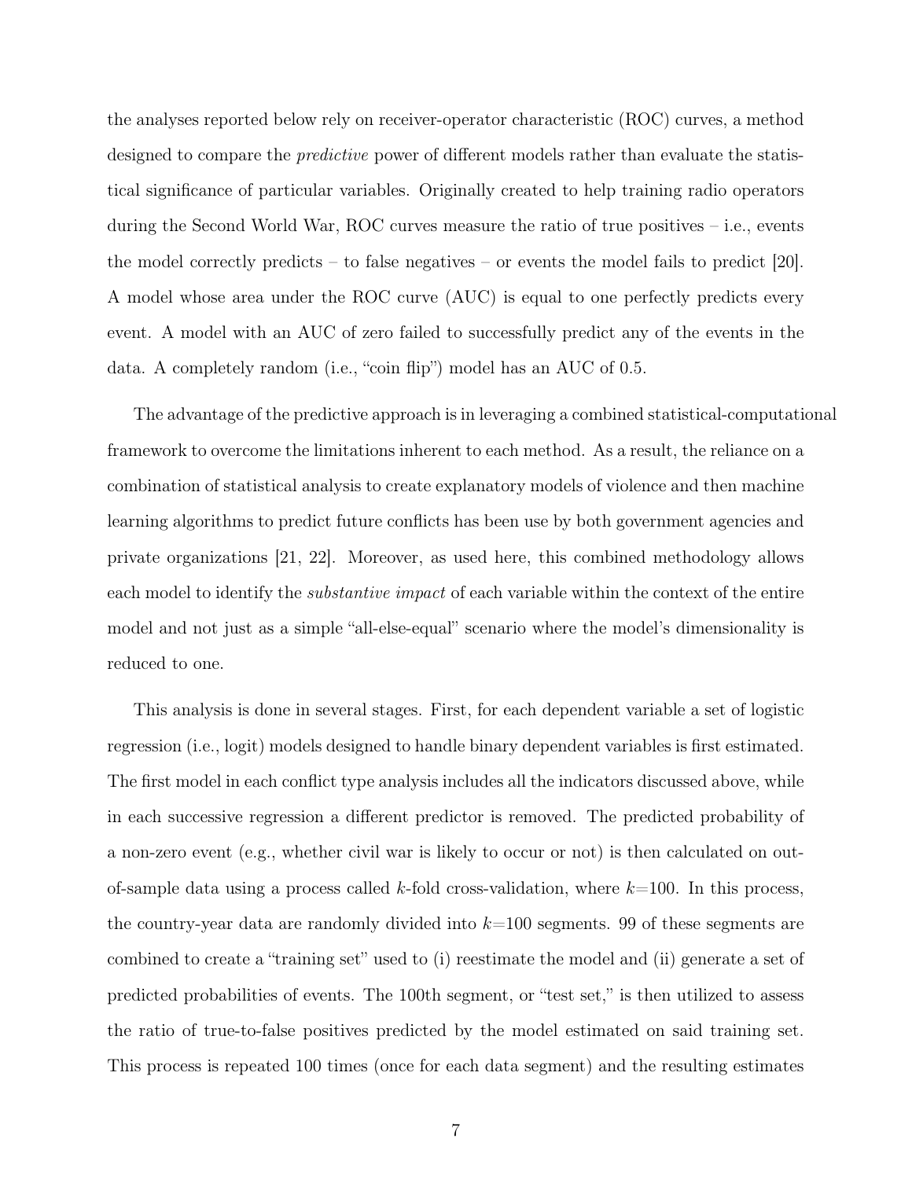the analyses reported below rely on receiver-operator characteristic (ROC) curves, a method designed to compare the *predictive* power of different models rather than evaluate the statistical significance of particular variables. Originally created to help training radio operators during the Second World War, ROC curves measure the ratio of true positives – i.e., events the model correctly predicts – to false negatives – or events the model fails to predict [20]. A model whose area under the ROC curve (AUC) is equal to one perfectly predicts every event. A model with an AUC of zero failed to successfully predict any of the events in the data. A completely random (i.e., "coin flip") model has an AUC of 0.5.

The advantage of the predictive approach is in leveraging a combined statistical-computational framework to overcome the limitations inherent to each method. As a result, the reliance on a combination of statistical analysis to create explanatory models of violence and then machine learning algorithms to predict future conflicts has been use by both government agencies and private organizations [21, 22]. Moreover, as used here, this combined methodology allows each model to identify the *substantive impact* of each variable within the context of the entire model and not just as a simple "all-else-equal" scenario where the model's dimensionality is reduced to one.

This analysis is done in several stages. First, for each dependent variable a set of logistic regression (i.e., logit) models designed to handle binary dependent variables is first estimated. The first model in each conflict type analysis includes all the indicators discussed above, while in each successive regression a different predictor is removed. The predicted probability of a non-zero event (e.g., whether civil war is likely to occur or not) is then calculated on out-of-sample data using a process called $k$-fold cross-validation, where $k$=100. In this process, the country-year data are randomly divided into $k$=100 segments. 99 of these segments are combined to create a "training set" used to (i) reestimate the model and (ii) generate a set of predicted probabilities of events. The 100th segment, or "test set," is then utilized to assess the ratio of true-to-false positives predicted by the model estimated on said training set. This process is repeated 100 times (once for each data segment) and the resulting estimates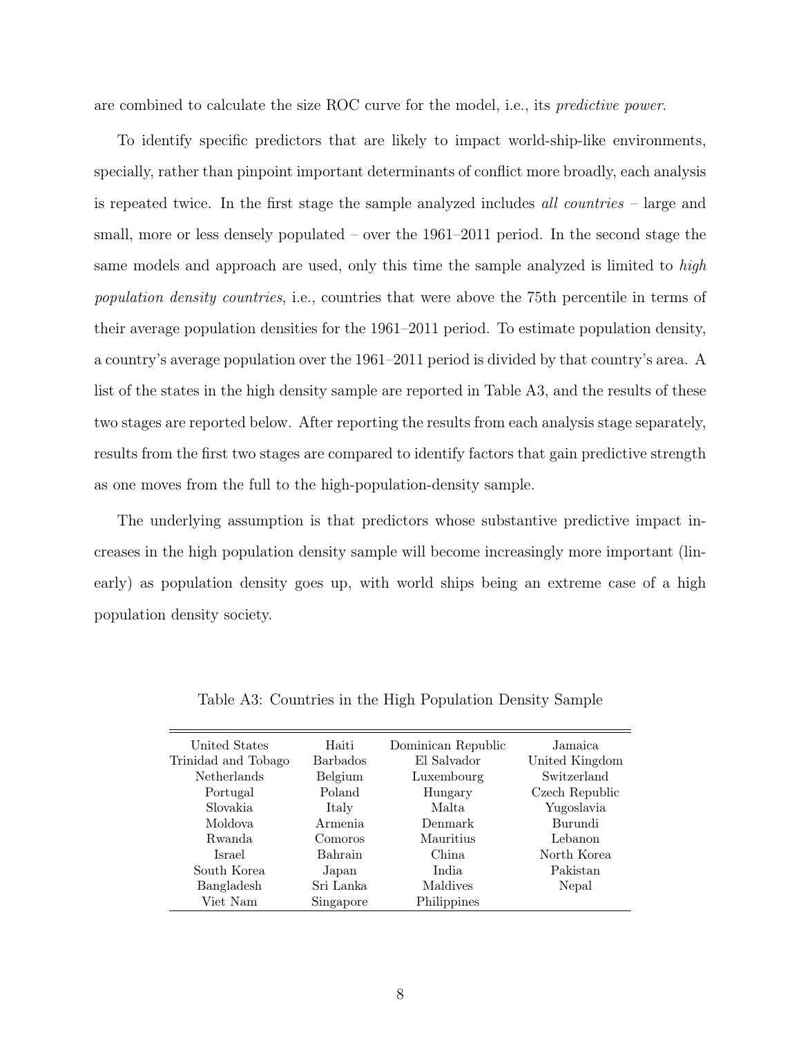are combined to calculate the size ROC curve for the model, i.e., its *predictive power*.

To identify specific predictors that are likely to impact world-ship-like environments, specially, rather than pinpoint important determinants of conflict more broadly, each analysis is repeated twice. In the first stage the sample analyzed includes *all countries* – large and small, more or less densely populated – over the 1961–2011 period. In the second stage the same models and approach are used, only this time the sample analyzed is limited to *high population density countries*, i.e., countries that were above the 75th percentile in terms of their average population densities for the 1961–2011 period. To estimate population density, a country's average population over the 1961–2011 period is divided by that country's area. A list of the states in the high density sample are reported in Table A3, and the results of these two stages are reported below. After reporting the results from each analysis stage separately, results from the first two stages are compared to identify factors that gain predictive strength as one moves from the full to the high-population-density sample.

The underlying assumption is that predictors whose substantive predictive impact increases in the high population density sample will become increasingly more important (linearly) as population density goes up, with world ships being an extreme case of a high population density society.

Table A3: Countries in the High Population Density Sample

| | | | |
|---|---|---|---|
| United States | Haiti | Dominican Republic | Jamaica |
| Trinidad and Tobago | Barbados | El Salvador | United Kingdom |
| Netherlands | Belgium | Luxembourg | Switzerland |
| Portugal | Poland | Hungary | Czech Republic |
| Slovakia | Italy | Malta | Yugoslavia |
| Moldova | Armenia | Denmark | Burundi |
| Rwanda | Comoros | Mauritius | Lebanon |
| Israel | Bahrain | China | North Korea |
| South Korea | Japan | India | Pakistan |
| Bangladesh | Sri Lanka | Maldives | Nepal |
| Viet Nam | Singapore | Philippines | |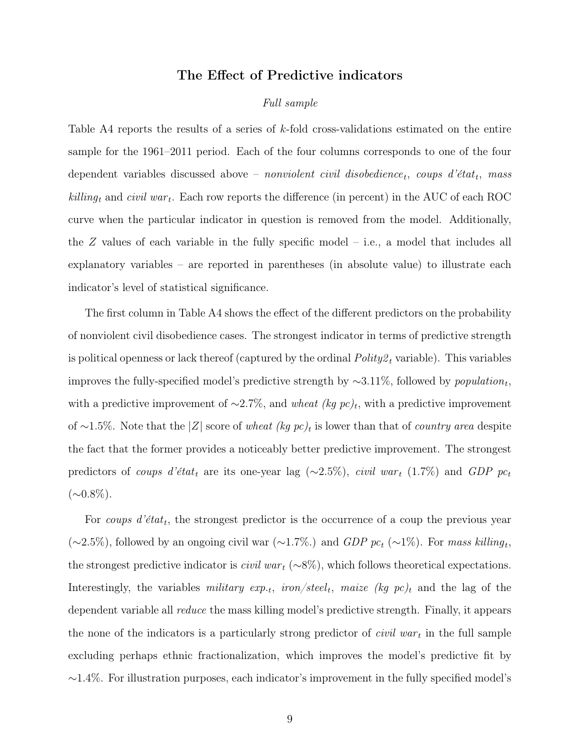## The Effect of Predictive indicators

*Full sample*

Table A4 reports the results of a series of *k*-fold cross-validations estimated on the entire sample for the 1961–2011 period. Each of the four columns corresponds to one of the four dependent variables discussed above – *nonviolent civil disobedience*$_t$, *coups d'état*$_t$, *mass killing*$_t$ and *civil war*$_t$. Each row reports the difference (in percent) in the AUC of each ROC curve when the particular indicator in question is removed from the model. Additionally, the $Z$ values of each variable in the fully specific model – i.e., a model that includes all explanatory variables – are reported in parentheses (in absolute value) to illustrate each indicator's level of statistical significance.

The first column in Table A4 shows the effect of the different predictors on the probability of nonviolent civil disobedience cases. The strongest indicator in terms of predictive strength is political openness or lack thereof (captured by the ordinal *Polity2*$_t$ variable). This variables improves the fully-specified model's predictive strength by ∼3.11%, followed by *population*$_t$, with a predictive improvement of ∼2.7%, and *wheat (kg pc)*$_t$, with a predictive improvement of ∼1.5%. Note that the $|Z|$ score of *wheat (kg pc)*$_t$ is lower than that of *country area* despite the fact that the former provides a noticeably better predictive improvement. The strongest predictors of *coups d'état*$_t$ are its one-year lag (∼2.5%), *civil war*$_t$ (1.7%) and *GDP pc*$_t$ (∼0.8%).

For *coups d'état*$_t$, the strongest predictor is the occurrence of a coup the previous year (∼2.5%), followed by an ongoing civil war (∼1.7%.) and *GDP pc*$_t$ (∼1%). For *mass killing*$_t$, the strongest predictive indicator is *civil war*$_t$ (∼8%), which follows theoretical expectations. Interestingly, the variables *military exp.*$_t$, *iron/steel*$_t$, *maize (kg pc)*$_t$ and the lag of the dependent variable all *reduce* the mass killing model's predictive strength. Finally, it appears the none of the indicators is a particularly strong predictor of *civil war*$_t$ in the full sample excluding perhaps ethnic fractionalization, which improves the model's predictive fit by ∼1.4%. For illustration purposes, each indicator's improvement in the fully specified model's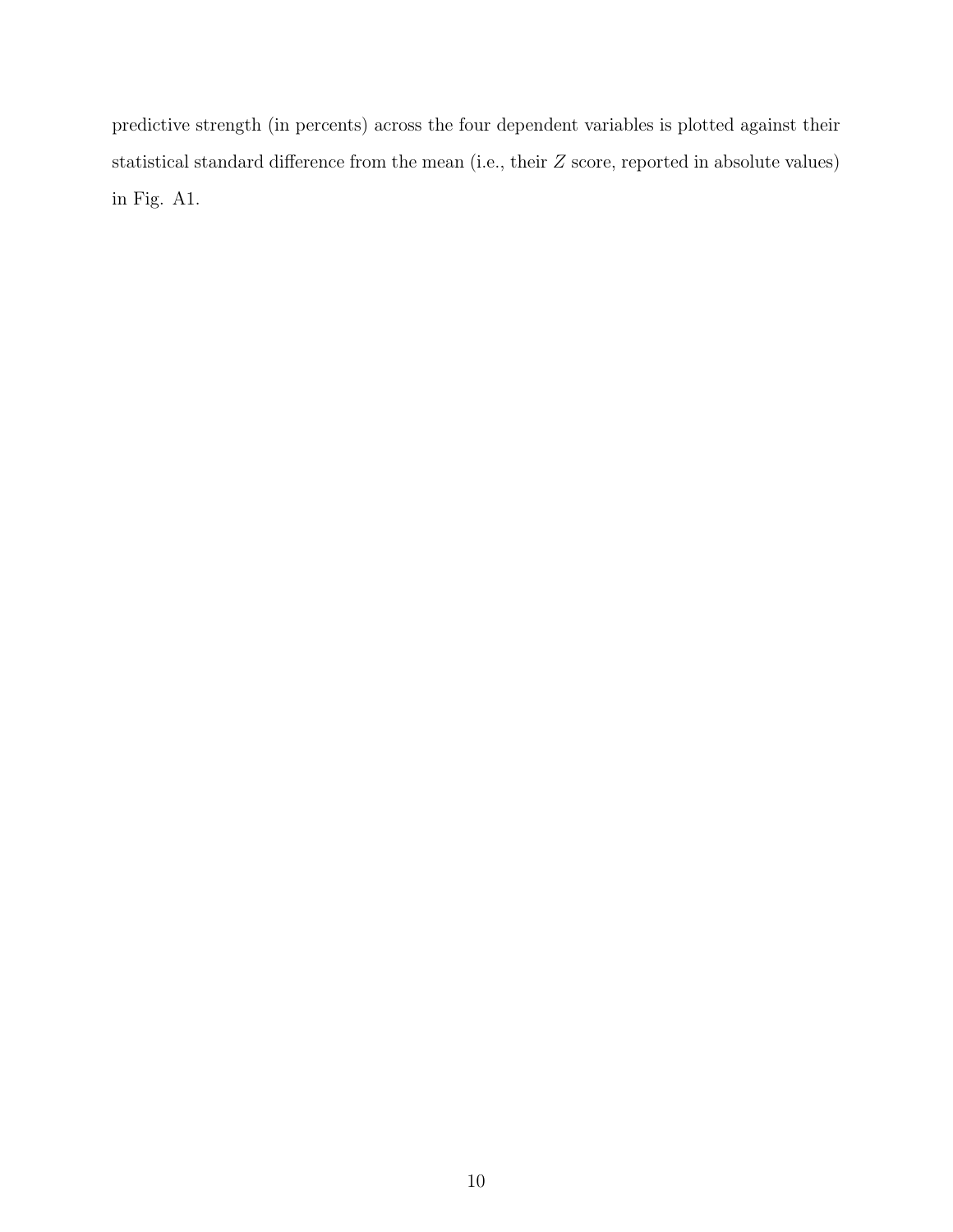predictive strength (in percents) across the four dependent variables is plotted against their statistical standard difference from the mean (i.e., their $Z$ score, reported in absolute values) in Fig. A1.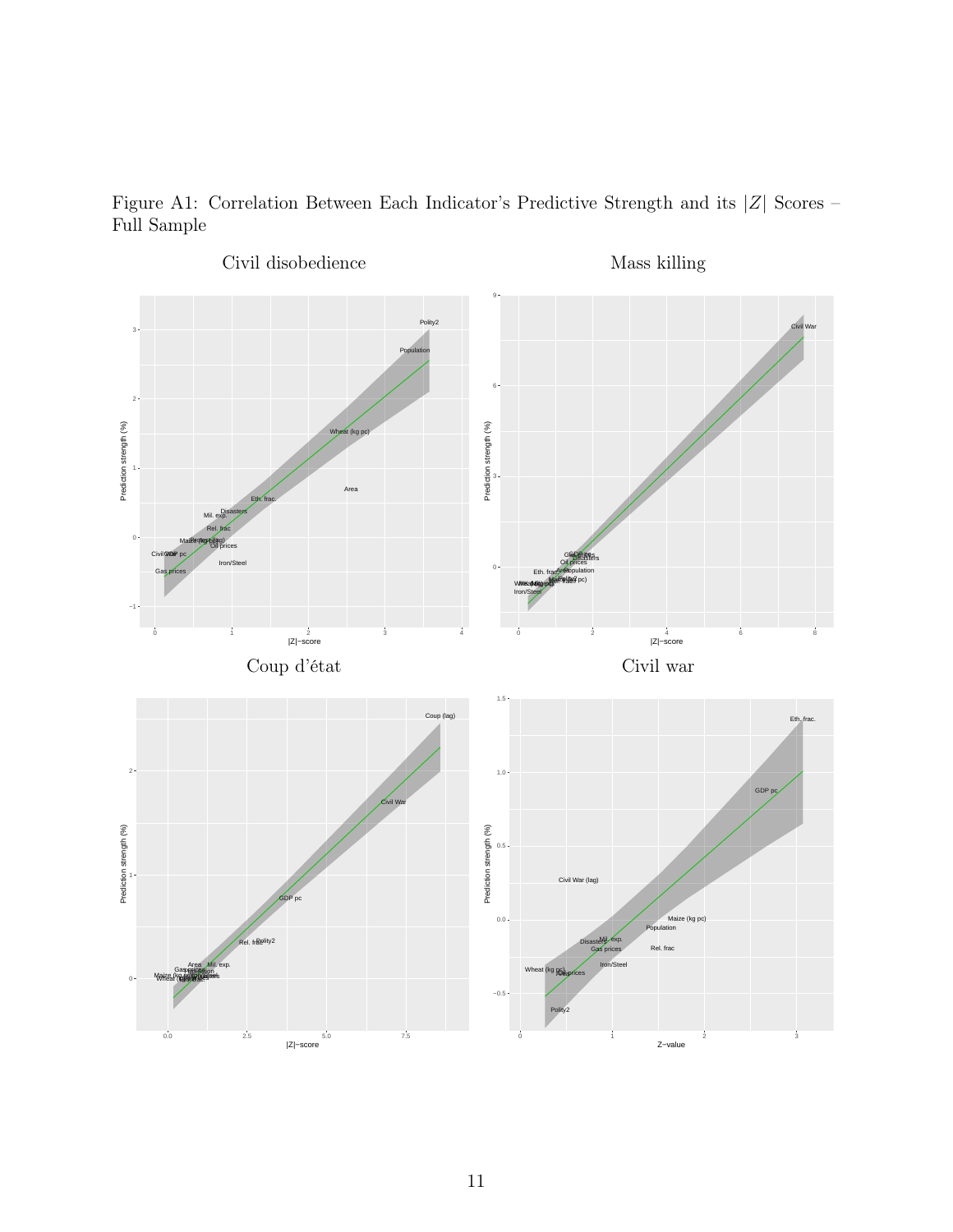Figure A1: Correlation Between Each Indicator's Predictive Strength and its $|Z|$ Scores – Full Sample

Civil disobedience

Mass killing

Coup d'état

Civil war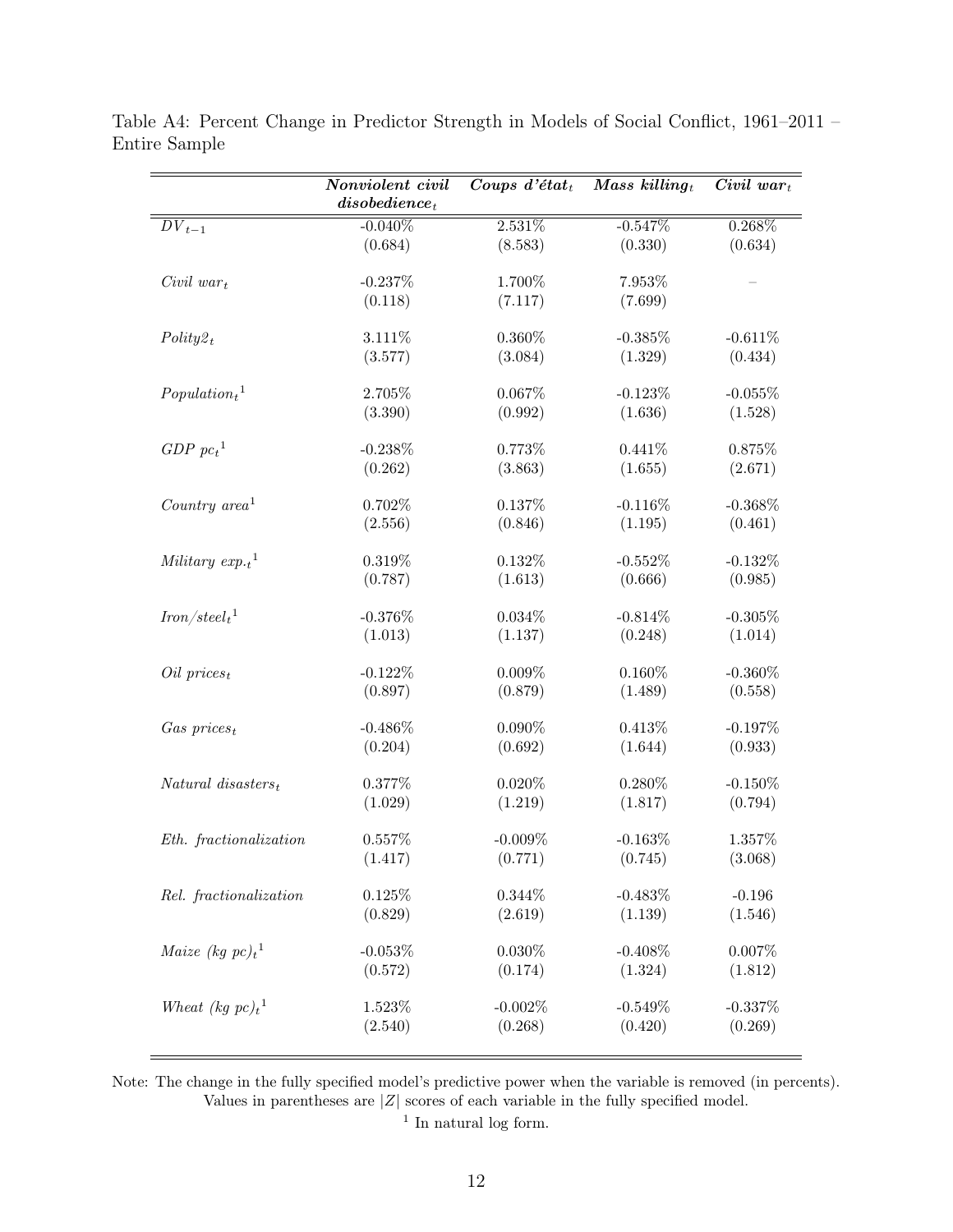Table A4: Percent Change in Predictor Strength in Models of Social Conflict, 1961–2011 – Entire Sample

| | ***Nonviolent civil disobedience***$_t$ | ***Coups d'état***$_t$ | ***Mass killing***$_t$ | ***Civil war***$_t$ |
|---|---|---|---|---|
| $DV_{t-1}$ | -0.040% | 2.531% | -0.547% | 0.268% |
| | (0.684) | (8.583) | (0.330) | (0.634) |
| *Civil war*$_t$ | -0.237% | 1.700% | 7.953% | – |
| | (0.118) | (7.117) | (7.699) | |
| *Polity2*$_t$ | 3.111% | 0.360% | -0.385% | -0.611% |
| | (3.577) | (3.084) | (1.329) | (0.434) |
| *Population*$_t$[1] | 2.705% | 0.067% | -0.123% | -0.055% |
| | (3.390) | (0.992) | (1.636) | (1.528) |
| *GDP pc*$_t$[1] | -0.238% | 0.773% | 0.441% | 0.875% |
| | (0.262) | (3.863) | (1.655) | (2.671) |
| *Country area*[1] | 0.702% | 0.137% | -0.116% | -0.368% |
| | (2.556) | (0.846) | (1.195) | (0.461) |
| *Military exp.*$_t$[1] | 0.319% | 0.132% | -0.552% | -0.132% |
| | (0.787) | (1.613) | (0.666) | (0.985) |
| *Iron/steel*$_t$[1] | -0.376% | 0.034% | -0.814% | -0.305% |
| | (1.013) | (1.137) | (0.248) | (1.014) |
| *Oil prices*$_t$ | -0.122% | 0.009% | 0.160% | -0.360% |
| | (0.897) | (0.879) | (1.489) | (0.558) |
| *Gas prices*$_t$ | -0.486% | 0.090% | 0.413% | -0.197% |
| | (0.204) | (0.692) | (1.644) | (0.933) |
| *Natural disasters*$_t$ | 0.377% | 0.020% | 0.280% | -0.150% |
| | (1.029) | (1.219) | (1.817) | (0.794) |
| *Eth. fractionalization* | 0.557% | -0.009% | -0.163% | 1.357% |
| | (1.417) | (0.771) | (0.745) | (3.068) |
| *Rel. fractionalization* | 0.125% | 0.344% | -0.483% | -0.196 |
| | (0.829) | (2.619) | (1.139) | (1.546) |
| *Maize (kg pc)*$_t$[1] | -0.053% | 0.030% | -0.408% | 0.007% |
| | (0.572) | (0.174) | (1.324) | (1.812) |
| *Wheat (kg pc)*$_t$[1] | 1.523% | -0.002% | -0.549% | -0.337% |
| | (2.540) | (0.268) | (0.420) | (0.269) |

Note: The change in the fully specified model's predictive power when the variable is removed (in percents). Values in parentheses are $|Z|$ scores of each variable in the fully specified model.

[1] In natural log form.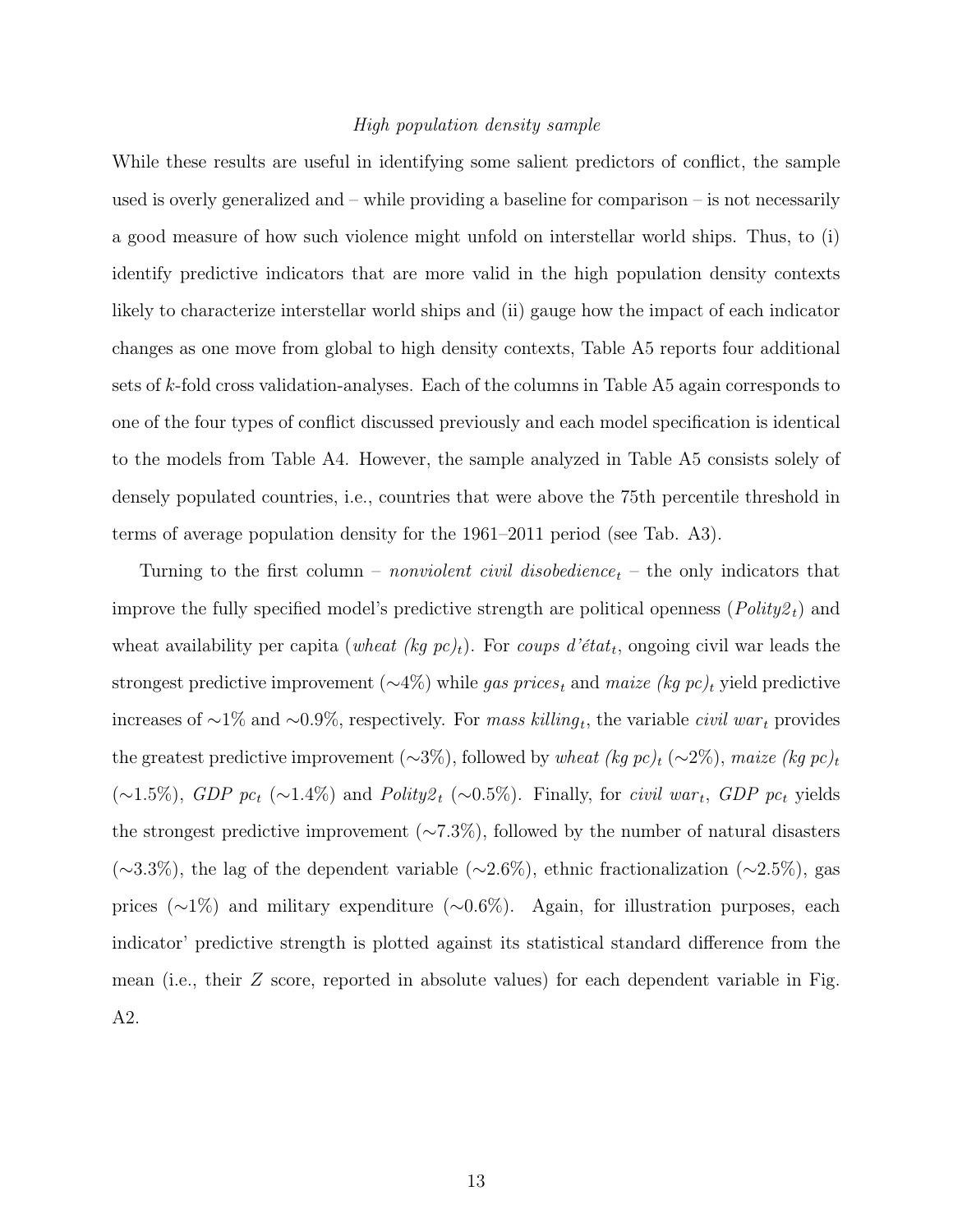### *High population density sample*

While these results are useful in identifying some salient predictors of conflict, the sample used is overly generalized and – while providing a baseline for comparison – is not necessarily a good measure of how such violence might unfold on interstellar world ships. Thus, to (i) identify predictive indicators that are more valid in the high population density contexts likely to characterize interstellar world ships and (ii) gauge how the impact of each indicator changes as one move from global to high density contexts, Table A5 reports four additional sets of $k$-fold cross validation-analyses. Each of the columns in Table A5 again corresponds to one of the four types of conflict discussed previously and each model specification is identical to the models from Table A4. However, the sample analyzed in Table A5 consists solely of densely populated countries, i.e., countries that were above the 75th percentile threshold in terms of average population density for the 1961–2011 period (see Tab. A3).

Turning to the first column – $nonviolent\ civil\ disobedience_t$ – the only indicators that improve the fully specified model's predictive strength are political openness ($Polity2_t$) and wheat availability per capita ($wheat\ (kg\ pc)_t$). For $coups\ d'\acute{e}tat_t$, ongoing civil war leads the strongest predictive improvement (∼4%) while $gas\ prices_t$ and $maize\ (kg\ pc)_t$ yield predictive increases of ∼1% and ∼0.9%, respectively. For $mass\ killing_t$, the variable $civil\ war_t$ provides the greatest predictive improvement (∼3%), followed by $wheat\ (kg\ pc)_t$ (∼2%), $maize\ (kg\ pc)_t$ (∼1.5%), $GDP\ pc_t$ (∼1.4%) and $Polity2_t$ (∼0.5%). Finally, for $civil\ war_t$, $GDP\ pc_t$ yields the strongest predictive improvement (∼7.3%), followed by the number of natural disasters (∼3.3%), the lag of the dependent variable (∼2.6%), ethnic fractionalization (∼2.5%), gas prices (∼1%) and military expenditure (∼0.6%). Again, for illustration purposes, each indicator' predictive strength is plotted against its statistical standard difference from the mean (i.e., their $Z$ score, reported in absolute values) for each dependent variable in Fig. A2.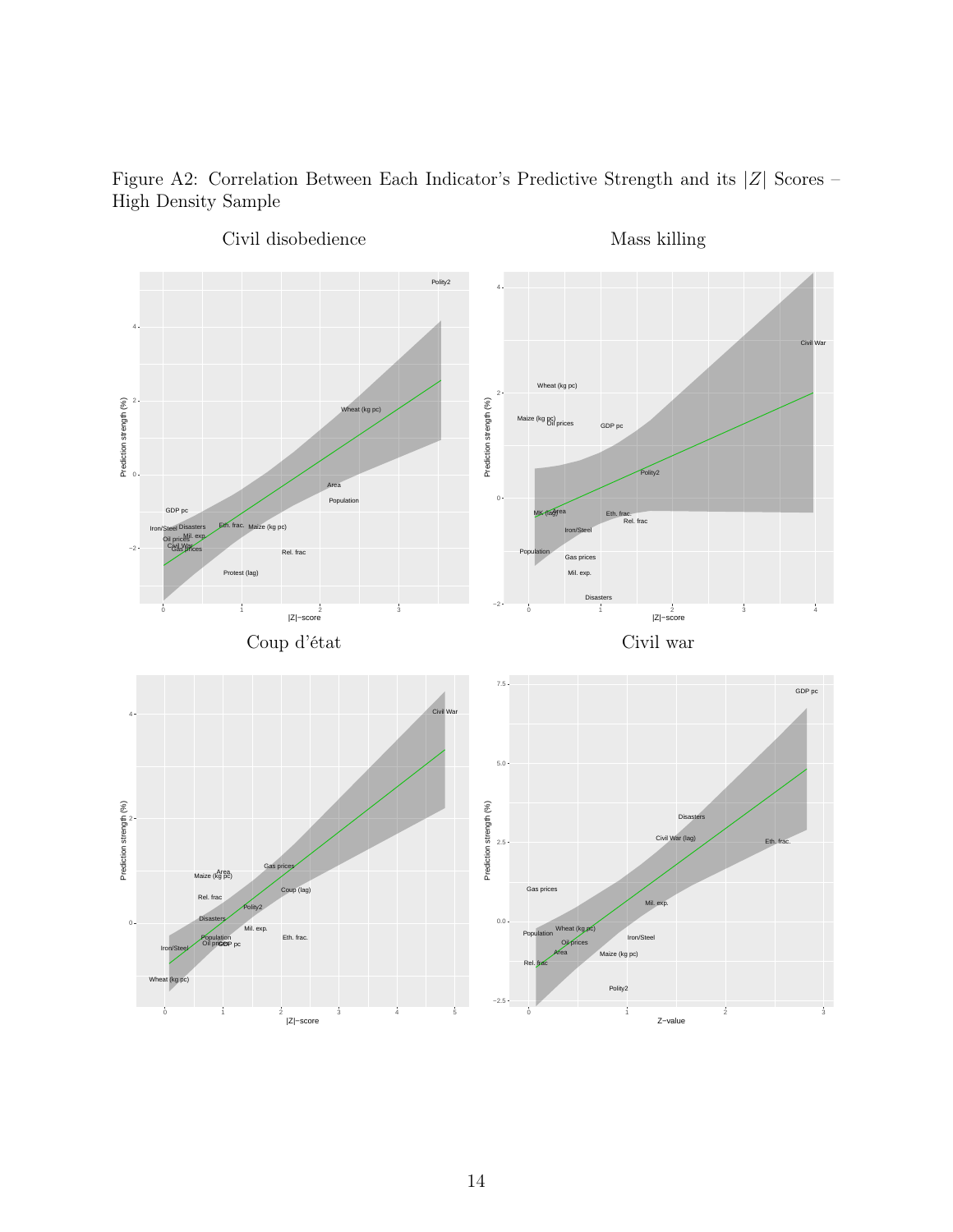Figure A2: Correlation Between Each Indicator's Predictive Strength and its $|Z|$ Scores – High Density Sample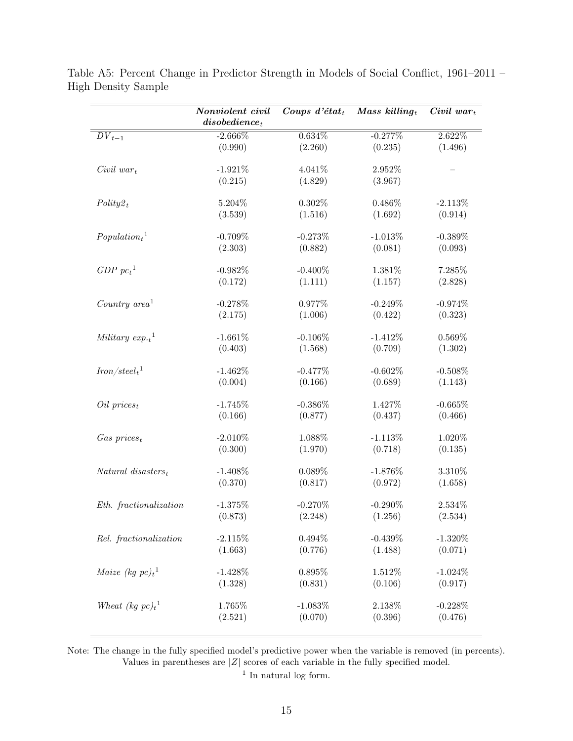Table A5: Percent Change in Predictor Strength in Models of Social Conflict, 1961–2011 – High Density Sample

| | *Nonviolent civil disobedience*$_t$ | *Coups d'état*$_t$ | *Mass killing*$_t$ | *Civil war*$_t$ |
|---|---|---|---|---|
| $DV_{t-1}$ | -2.666% | 0.634% | -0.277% | 2.622% |
| | (0.990) | (2.260) | (0.235) | (1.496) |
| *Civil war*$_t$ | -1.921% | 4.041% | 2.952% | – |
| | (0.215) | (4.829) | (3.967) | |
| *Polity2*$_t$ | 5.204% | 0.302% | 0.486% | -2.113% |
| | (3.539) | (1.516) | (1.692) | (0.914) |
| *Population*$_t$[1] | -0.709% | -0.273% | -1.013% | -0.389% |
| | (2.303) | (0.882) | (0.081) | (0.093) |
| *GDP pc*$_t$[1] | -0.982% | -0.400% | 1.381% | 7.285% |
| | (0.172) | (1.111) | (1.157) | (2.828) |
| *Country area*[1] | -0.278% | 0.977% | -0.249% | -0.974% |
| | (2.175) | (1.006) | (0.422) | (0.323) |
| *Military exp.*$_t$[1] | -1.661% | -0.106% | -1.412% | 0.569% |
| | (0.403) | (1.568) | (0.709) | (1.302) |
| *Iron/steel*$_t$[1] | -1.462% | -0.477% | -0.602% | -0.508% |
| | (0.004) | (0.166) | (0.689) | (1.143) |
| *Oil prices*$_t$ | -1.745% | -0.386% | 1.427% | -0.665% |
| | (0.166) | (0.877) | (0.437) | (0.466) |
| *Gas prices*$_t$ | -2.010% | 1.088% | -1.113% | 1.020% |
| | (0.300) | (1.970) | (0.718) | (0.135) |
| *Natural disasters*$_t$ | -1.408% | 0.089% | -1.876% | 3.310% |
| | (0.370) | (0.817) | (0.972) | (1.658) |
| *Eth. fractionalization* | -1.375% | -0.270% | -0.290% | 2.534% |
| | (0.873) | (2.248) | (1.256) | (2.534) |
| *Rel. fractionalization* | -2.115% | 0.494% | -0.439% | -1.320% |
| | (1.663) | (0.776) | (1.488) | (0.071) |
| *Maize (kg pc)*$_t$[1] | -1.428% | 0.895% | 1.512% | -1.024% |
| | (1.328) | (0.831) | (0.106) | (0.917) |
| *Wheat (kg pc)*$_t$[1] | 1.765% | -1.083% | 2.138% | -0.228% |
| | (2.521) | (0.070) | (0.396) | (0.476) |

Note: The change in the fully specified model's predictive power when the variable is removed (in percents). Values in parentheses are $|Z|$ scores of each variable in the fully specified model.

[1] In natural log form.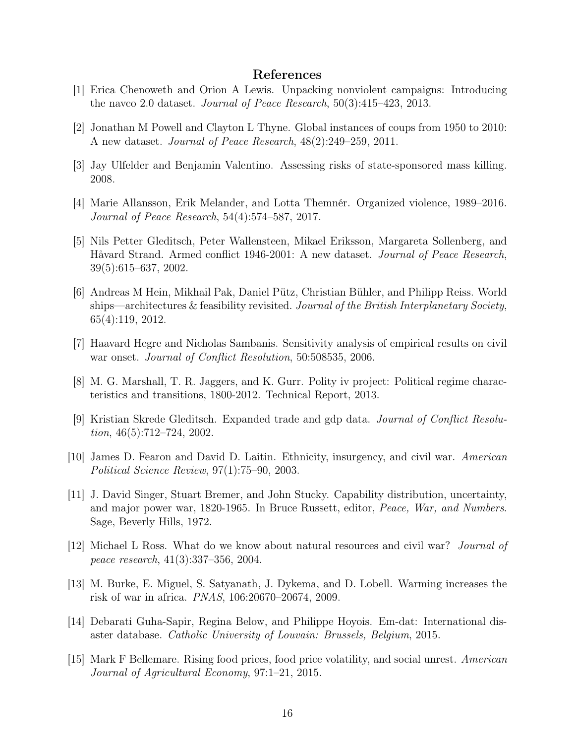## References

[1] Erica Chenoweth and Orion A Lewis. Unpacking nonviolent campaigns: Introducing the navco 2.0 dataset. *Journal of Peace Research*, 50(3):415–423, 2013.

[2] Jonathan M Powell and Clayton L Thyne. Global instances of coups from 1950 to 2010: A new dataset. *Journal of Peace Research*, 48(2):249–259, 2011.

[3] Jay Ulfelder and Benjamin Valentino. Assessing risks of state-sponsored mass killing. 2008.

[4] Marie Allansson, Erik Melander, and Lotta Themnér. Organized violence, 1989–2016. *Journal of Peace Research*, 54(4):574–587, 2017.

[5] Nils Petter Gleditsch, Peter Wallensteen, Mikael Eriksson, Margareta Sollenberg, and Håvard Strand. Armed conflict 1946-2001: A new dataset. *Journal of Peace Research*, 39(5):615–637, 2002.

[6] Andreas M Hein, Mikhail Pak, Daniel Pütz, Christian Bühler, and Philipp Reiss. World ships—architectures & feasibility revisited. *Journal of the British Interplanetary Society*, 65(4):119, 2012.

[7] Haavard Hegre and Nicholas Sambanis. Sensitivity analysis of empirical results on civil war onset. *Journal of Conflict Resolution*, 50:508535, 2006.

[8] M. G. Marshall, T. R. Jaggers, and K. Gurr. Polity iv project: Political regime characteristics and transitions, 1800-2012. Technical Report, 2013.

[9] Kristian Skrede Gleditsch. Expanded trade and gdp data. *Journal of Conflict Resolution*, 46(5):712–724, 2002.

[10] James D. Fearon and David D. Laitin. Ethnicity, insurgency, and civil war. *American Political Science Review*, 97(1):75–90, 2003.

[11] J. David Singer, Stuart Bremer, and John Stucky. Capability distribution, uncertainty, and major power war, 1820-1965. In Bruce Russett, editor, *Peace, War, and Numbers*. Sage, Beverly Hills, 1972.

[12] Michael L Ross. What do we know about natural resources and civil war? *Journal of peace research*, 41(3):337–356, 2004.

[13] M. Burke, E. Miguel, S. Satyanath, J. Dykema, and D. Lobell. Warming increases the risk of war in africa. *PNAS*, 106:20670–20674, 2009.

[14] Debarati Guha-Sapir, Regina Below, and Philippe Hoyois. Em-dat: International disaster database. *Catholic University of Louvain: Brussels, Belgium*, 2015.

[15] Mark F Bellemare. Rising food prices, food price volatility, and social unrest. *American Journal of Agricultural Economy*, 97:1–21, 2015.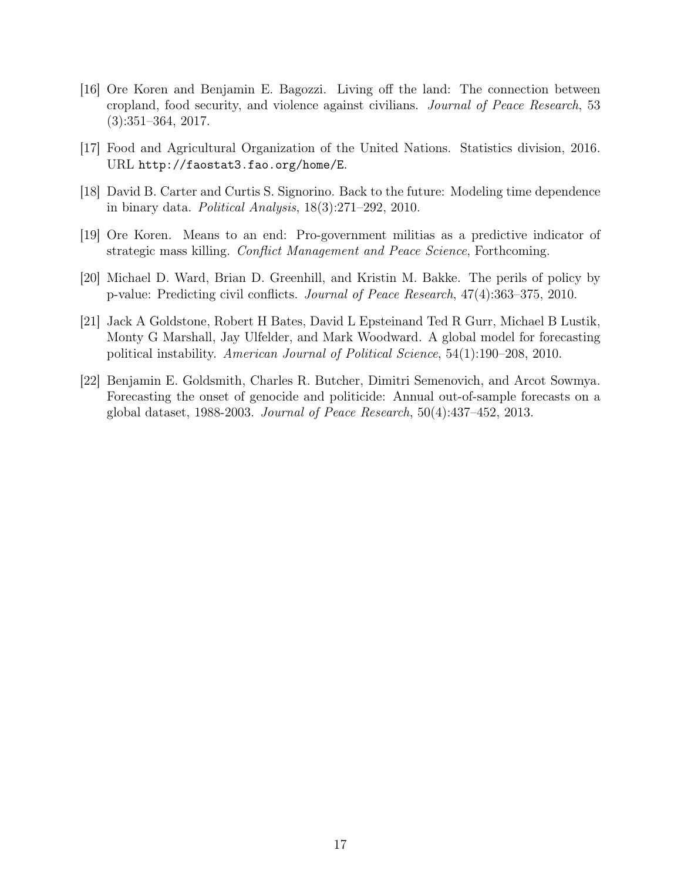[16] Ore Koren and Benjamin E. Bagozzi. Living off the land: The connection between cropland, food security, and violence against civilians. *Journal of Peace Research*, 53 (3):351–364, 2017.

[17] Food and Agricultural Organization of the United Nations. Statistics division, 2016. URL http://faostat3.fao.org/home/E.

[18] David B. Carter and Curtis S. Signorino. Back to the future: Modeling time dependence in binary data. *Political Analysis*, 18(3):271–292, 2010.

[19] Ore Koren. Means to an end: Pro-government militias as a predictive indicator of strategic mass killing. *Conflict Management and Peace Science*, Forthcoming.

[20] Michael D. Ward, Brian D. Greenhill, and Kristin M. Bakke. The perils of policy by p-value: Predicting civil conflicts. *Journal of Peace Research*, 47(4):363–375, 2010.

[21] Jack A Goldstone, Robert H Bates, David L Epsteinand Ted R Gurr, Michael B Lustik, Monty G Marshall, Jay Ulfelder, and Mark Woodward. A global model for forecasting political instability. *American Journal of Political Science*, 54(1):190–208, 2010.

[22] Benjamin E. Goldsmith, Charles R. Butcher, Dimitri Semenovich, and Arcot Sowmya. Forecasting the onset of genocide and politicide: Annual out-of-sample forecasts on a global dataset, 1988-2003. *Journal of Peace Research*, 50(4):437–452, 2013.